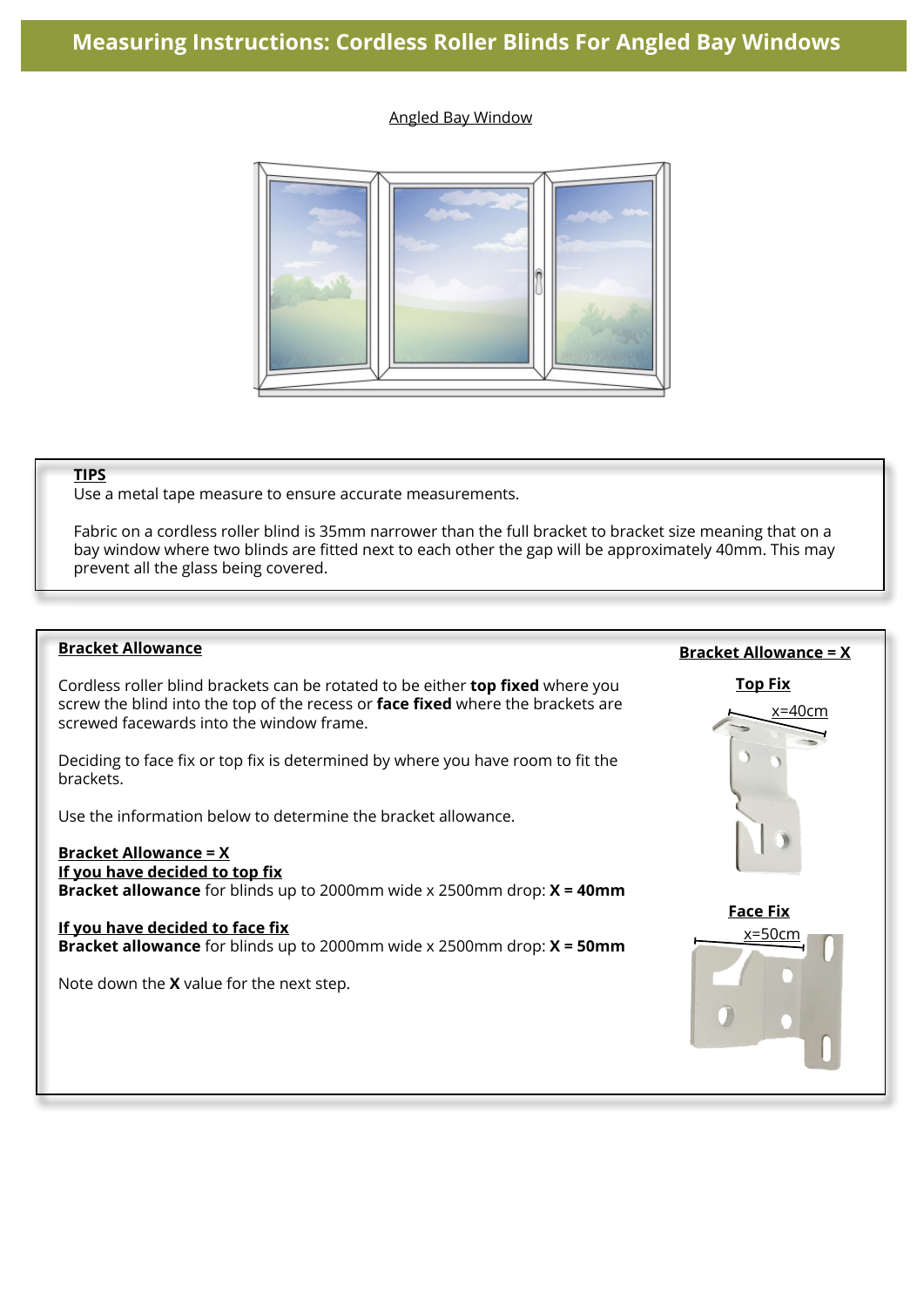# Measuring Instructions: Cordless Roller Blinds For Angled Bay Windows

Angled Bay Window

**TIPS**

Use a metal tape measure to ensure accurate measurements.

Fabric on a cordless roller blind is 35mm narrower than the full bracket to bracket size meaning that on a bay window where two blinds are fitted next to each other the gap will be approximately 40mm. This may prevent all the glass being covered.

**Bracket Allowance**

Cordless roller blind brackets can be rotated to be either **top fixed** where you screw the blind into the top of the recess or **face fixed** where the brackets are screwed facewards into the window frame.

Deciding to face fix or top fix is determined by where you have room to fit the brackets.

Use the information below to determine the bracket allowance.

**Bracket Allowance = X**
**If you have decided to top fix**
**Bracket allowance** for blinds up to 2000mm wide x 2500mm drop: **X = 40mm**

**If you have decided to face fix**
**Bracket allowance** for blinds up to 2000mm wide x 2500mm drop: **X = 50mm**

Note down the **X** value for the next step.

**Bracket Allowance = X**

**Top Fix**

x=40cm

**Face Fix**

x=50cm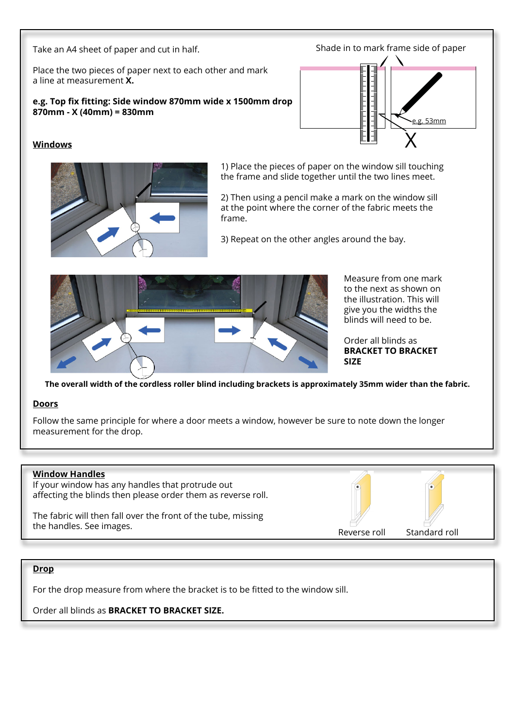Take an A4 sheet of paper and cut in half.

Place the two pieces of paper next to each other and mark a line at measurement **X.**

**e.g. Top fix fitting: Side window 870mm wide x 1500mm drop 870mm - X (40mm) = 830mm**

Shade in to mark frame side of paper

e.g. 53mm

X

## Windows

1) Place the pieces of paper on the window sill touching the frame and slide together until the two lines meet.

2) Then using a pencil make a mark on the window sill at the point where the corner of the fabric meets the frame.

3) Repeat on the other angles around the bay.

Measure from one mark to the next as shown on the illustration. This will give you the widths the blinds will need to be.

Order all blinds as **BRACKET TO BRACKET SIZE**

**The overall width of the cordless roller blind including brackets is approximately 35mm wider than the fabric.**

## Doors

Follow the same principle for where a door meets a window, however be sure to note down the longer measurement for the drop.

## Window Handles

If your window has any handles that protrude out affecting the blinds then please order them as reverse roll.

The fabric will then fall over the front of the tube, missing the handles. See images.

Reverse roll

Standard roll

## Drop

For the drop measure from where the bracket is to be fitted to the window sill.

Order all blinds as **BRACKET TO BRACKET SIZE.**